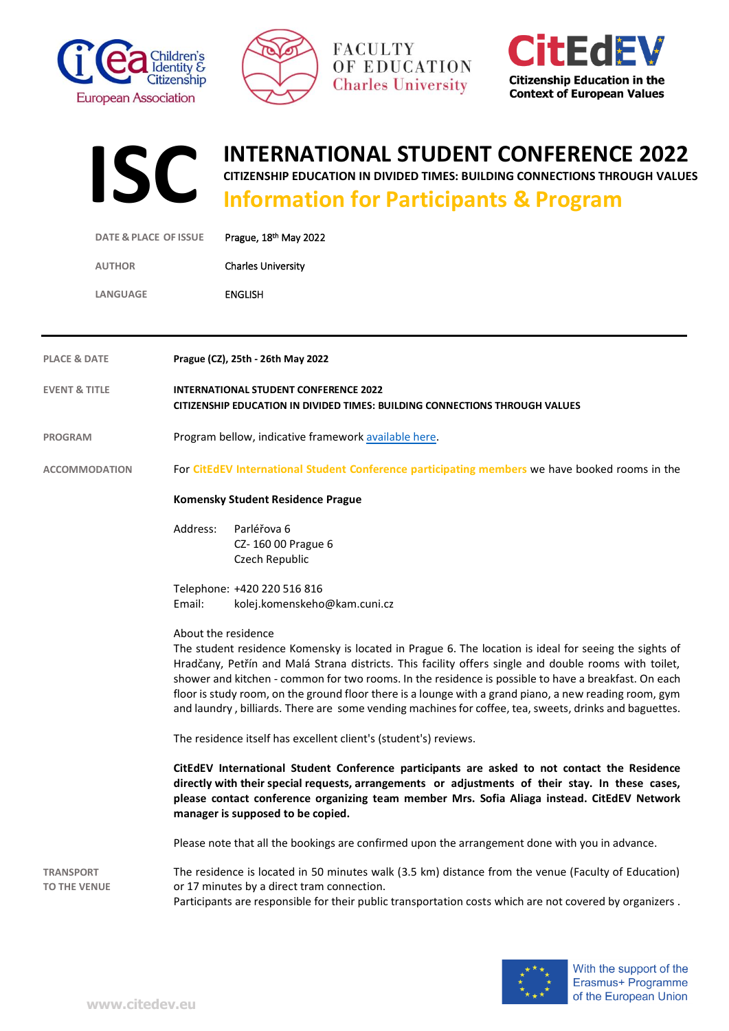Children's Identity & Citizenship European Association

FACULTY OF EDUCATION Charles University

CitEdEV Citizenship Education in the Context of European Values

# ISC INTERNATIONAL STUDENT CONFERENCE 2022

**CITIZENSHIP EDUCATION IN DIVIDED TIMES: BUILDING CONNECTIONS THROUGH VALUES**

## Information for Participants & Program

| | |
|---|---|
| DATE & PLACE OF ISSUE | Prague, 18th May 2022 |
| AUTHOR | Charles University |
| LANGUAGE | ENGLISH |

---

**PLACE & DATE**

**Prague (CZ), 25th - 26th May 2022**

**EVENT & TITLE**

**INTERNATIONAL STUDENT CONFERENCE 2022**
**CITIZENSHIP EDUCATION IN DIVIDED TIMES: BUILDING CONNECTIONS THROUGH VALUES**

**PROGRAM**

Program bellow, indicative framework available here.

**ACCOMMODATION**

For CitEdEV International Student Conference participating members we have booked rooms in the

**Komensky Student Residence Prague**

Address: Parléřova 6
CZ- 160 00 Prague 6
Czech Republic

Telephone: +420 220 516 816
Email: kolej.komenskeho@kam.cuni.cz

About the residence
The student residence Komensky is located in Prague 6. The location is ideal for seeing the sights of Hradčany, Petřín and Malá Strana districts. This facility offers single and double rooms with toilet, shower and kitchen - common for two rooms. In the residence is possible to have a breakfast. On each floor is study room, on the ground floor there is a lounge with a grand piano, a new reading room, gym and laundry , billiards. There are some vending machines for coffee, tea, sweets, drinks and baguettes.

The residence itself has excellent client's (student's) reviews.

**CitEdEV International Student Conference participants are asked to not contact the Residence directly with their special requests, arrangements or adjustments of their stay. In these cases, please contact conference organizing team member Mrs. Sofia Aliaga instead. CitEdEV Network manager is supposed to be copied.**

Please note that all the bookings are confirmed upon the arrangement done with you in advance.

**TRANSPORT TO THE VENUE**

The residence is located in 50 minutes walk (3.5 km) distance from the venue (Faculty of Education) or 17 minutes by a direct tram connection.
Participants are responsible for their public transportation costs which are not covered by organizers .

With the support of the Erasmus+ Programme of the European Union

www.citedev.eu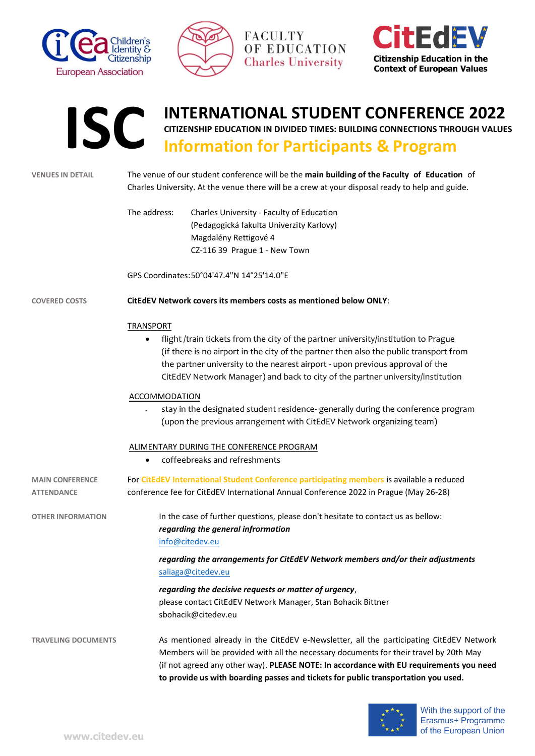# ISC INTERNATIONAL STUDENT CONFERENCE 2022

**CITIZENSHIP EDUCATION IN DIVIDED TIMES: BUILDING CONNECTIONS THROUGH VALUES**

## Information for Participants & Program

**VENUES IN DETAIL**

The venue of our student conference will be the **main building of the Faculty of Education** of Charles University. At the venue there will be a crew at your disposal ready to help and guide.

The address:
Charles University - Faculty of Education
(Pedagogická fakulta Univerzity Karlovy)
Magdalény Rettigové 4
CZ-116 39 Prague 1 - New Town

GPS Coordinates: 50°04'47.4"N 14°25'14.0"E

**COVERED COSTS**

**CitEdEV Network covers its members costs as mentioned below ONLY**:

TRANSPORT

- flight /train tickets from the city of the partner university/institution to Prague (if there is no airport in the city of the partner then also the public transport from the partner university to the nearest airport - upon previous approval of the CitEdEV Network Manager) and back to city of the partner university/institution

ACCOMMODATION

- stay in the designated student residence- generally during the conference program (upon the previous arrangement with CitEdEV Network organizing team)

ALIMENTARY DURING THE CONFERENCE PROGRAM

- coffeebreaks and refreshments

**MAIN CONFERENCE ATTENDANCE**

For **CitEdEV International Student Conference participating members** is available a reduced conference fee for CitEdEV International Annual Conference 2022 in Prague (May 26-28)

**OTHER INFORMATION**

In the case of further questions, please don't hesitate to contact us as bellow:

***regarding the general infrormation***
info@citedev.eu

***regarding the arrangements for CitEdEV Network members and/or their adjustments***
saliaga@citedev.eu

***regarding the decisive requests or matter of urgency***,
please contact CitEdEV Network Manager, Stan Bohacik Bittner
sbohacik@citedev.eu

**TRAVELING DOCUMENTS**

As mentioned already in the CitEdEV e-Newsletter, all the participating CitEdEV Network Members will be provided with all the necessary documents for their travel by 20th May (if not agreed any other way). **PLEASE NOTE: In accordance with EU requirements you need to provide us with boarding passes and tickets for public transportation you used.**

With the support of the Erasmus+ Programme of the European Union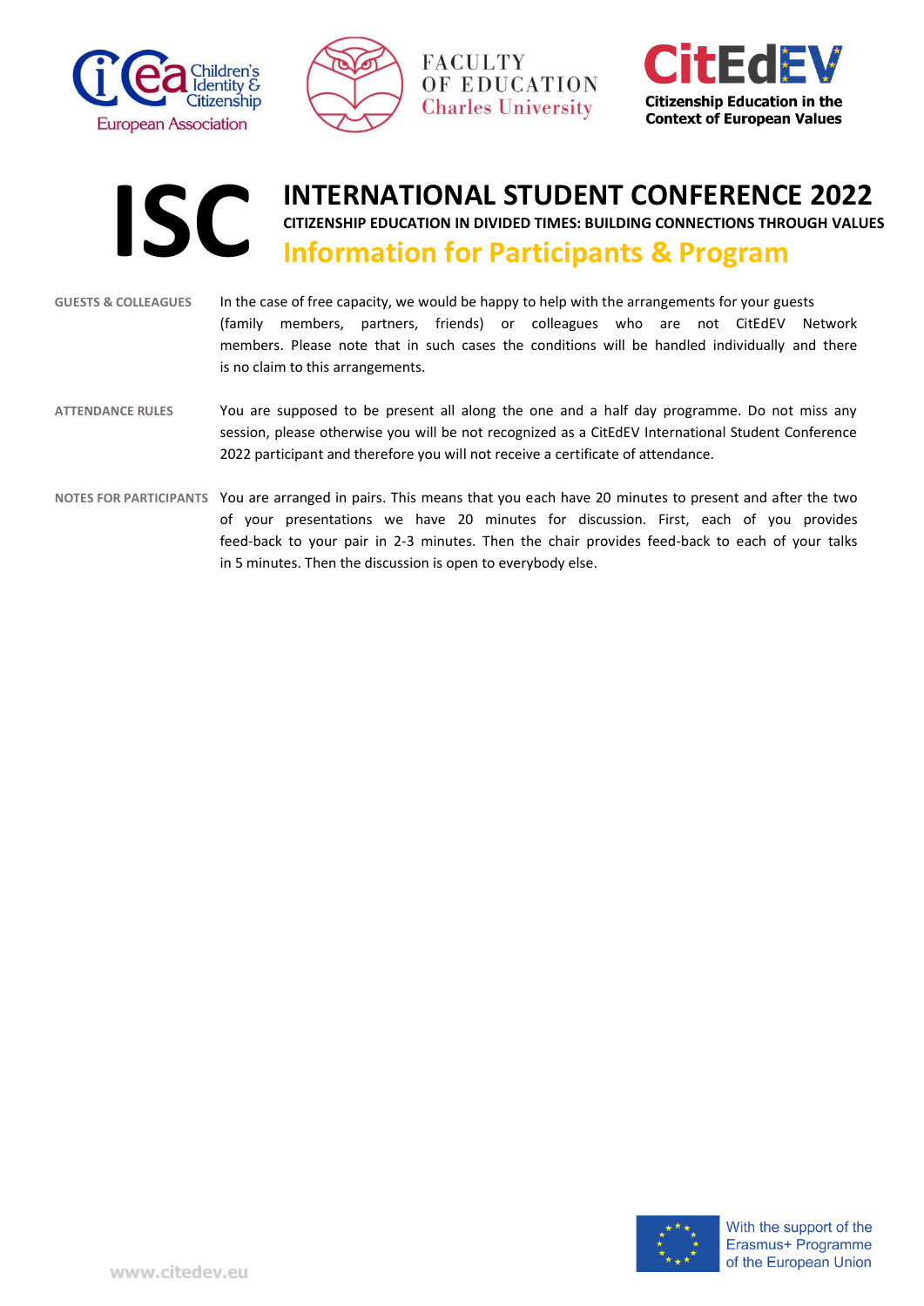# ISC

## INTERNATIONAL STUDENT CONFERENCE 2022

**CITIZENSHIP EDUCATION IN DIVIDED TIMES: BUILDING CONNECTIONS THROUGH VALUES**

## Information for Participants & Program

**GUESTS & COLLEAGUES**

In the case of free capacity, we would be happy to help with the arrangements for your guests (family members, partners, friends) or colleagues who are not CitEdEV Network members. Please note that in such cases the conditions will be handled individually and there is no claim to this arrangements.

**ATTENDANCE RULES**

You are supposed to be present all along the one and a half day programme. Do not miss any session, please otherwise you will be not recognized as a CitEdEV International Student Conference 2022 participant and therefore you will not receive a certificate of attendance.

**NOTES FOR PARTICIPANTS**

You are arranged in pairs. This means that you each have 20 minutes to present and after the two of your presentations we have 20 minutes for discussion. First, each of you provides feed-back to your pair in 2-3 minutes. Then the chair provides feed-back to each of your talks in 5 minutes. Then the discussion is open to everybody else.

With the support of the Erasmus+ Programme of the European Union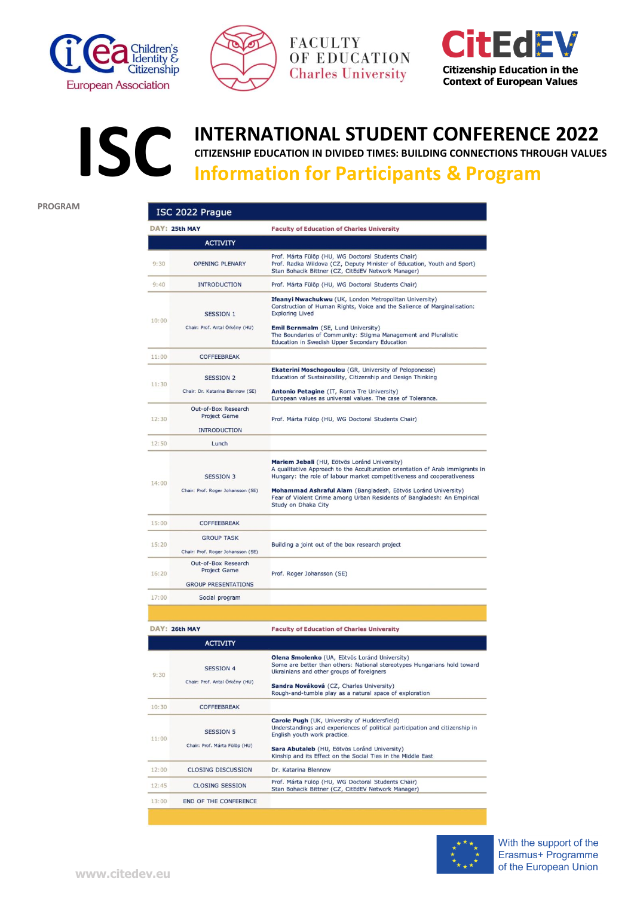Children's Identity & Citizenship European Association

FACULTY OF EDUCATION Charles University

CitEdEV Citizenship Education in the Context of European Values

# ISC INTERNATIONAL STUDENT CONFERENCE 2022

## CITIZENSHIP EDUCATION IN DIVIDED TIMES: BUILDING CONNECTIONS THROUGH VALUES

## Information for Participants & Program

PROGRAM

**ISC 2022 Prague**

**DAY: 25th MAY** — Faculty of Education of Charles University

| | ACTIVITY | |
|---|---|---|
| 9:30 | OPENING PLENARY | Prof. Márta Fülöp (HU, WG Doctoral Students Chair)<br>Prof. Radka Wildova (CZ, Deputy Minister of Education, Youth and Sport)<br>Stan Bohacik Bittner (CZ, CitEdEV Network Manager) |
| 9:40 | INTRODUCTION | Prof. Márta Fülöp (HU, WG Doctoral Students Chair) |
| 10:00 | SESSION 1<br>Chair: Prof. Antal Örkény (HU) | **Ifeanyi Nwachukwu** (UK, London Metropolitan University)<br>Construction of Human Rights, Voice and the Salience of Marginalisation: Exploring Lived<br><br>**Emil Bernmalm** (SE, Lund University)<br>The Boundaries of Community: Stigma Management and Pluralistic Education in Swedish Upper Secondary Education |
| 11:00 | COFFEEBREAK | |
| 11:30 | SESSION 2<br>Chair: Dr. Katarina Blennow (SE) | **Ekaterini Moschopoulou** (GR, University of Peloponesse)<br>Education of Sustainability, Citizenship and Design Thinking<br><br>**Antonio Petagine** (IT, Roma Tre University)<br>European values as universal values. The case of Tolerance. |
| 12:30 | Out-of-Box Research Project Game<br>INTRODUCTION | Prof. Márta Fülöp (HU, WG Doctoral Students Chair) |
| 12:50 | Lunch | |
| 14:00 | SESSION 3<br>Chair: Prof. Roger Johansson (SE) | **Mariem Jebali** (HU, Eötvös Loránd University)<br>A qualitative Approach to the Acculturation orientation of Arab immigrants in Hungary: the role of labour market competitiveness and cooperativeness<br><br>**Mohammad Ashraful Alam** (Bangladesh, Eötvös Loránd University)<br>Fear of Violent Crime among Urban Residents of Bangladesh: An Empirical Study on Dhaka City |
| 15:00 | COFFEEBREAK | |
| 15:20 | GROUP TASK<br>Chair: Prof. Roger Johansson (SE) | Building a joint out of the box research project |
| 16:20 | Out-of-Box Research Project Game<br>GROUP PRESENTATIONS | Prof. Roger Johansson (SE) |
| 17:00 | Social program | |

**DAY: 26th MAY** — Faculty of Education of Charles University

| | ACTIVITY | |
|---|---|---|
| 9:30 | SESSION 4<br>Chair: Prof. Antal Örkény (HU) | **Olena Smolenko** (UA, Eötvös Loránd University)<br>Some are better than others: National stereotypes Hungarians hold toward Ukrainians and other groups of foreigners<br><br>**Sandra Nováková** (CZ, Charles University)<br>Rough-and-tumble play as a natural space of exploration |
| 10:30 | COFFEEBREAK | |
| 11:00 | SESSION 5<br>Chair: Prof. Márta Fülöp (HU) | **Carole Pugh** (UK, University of Huddersfield)<br>Understandings and experiences of political participation and citizenship in English youth work practice.<br><br>**Sara Abutaleb** (HU, Eötvös Loránd University)<br>Kinship and its Effect on the Social Ties in the Middle East |
| 12:00 | CLOSING DISCUSSION | Dr. Katarina Blennow |
| 12:45 | CLOSING SESSION | Prof. Márta Fülöp (HU, WG Doctoral Students Chair)<br>Stan Bohacik Bittner (CZ, CitEdEV Network Manager) |
| 13:00 | END OF THE CONFERENCE | |

With the support of the Erasmus+ Programme of the European Union

www.citedev.eu